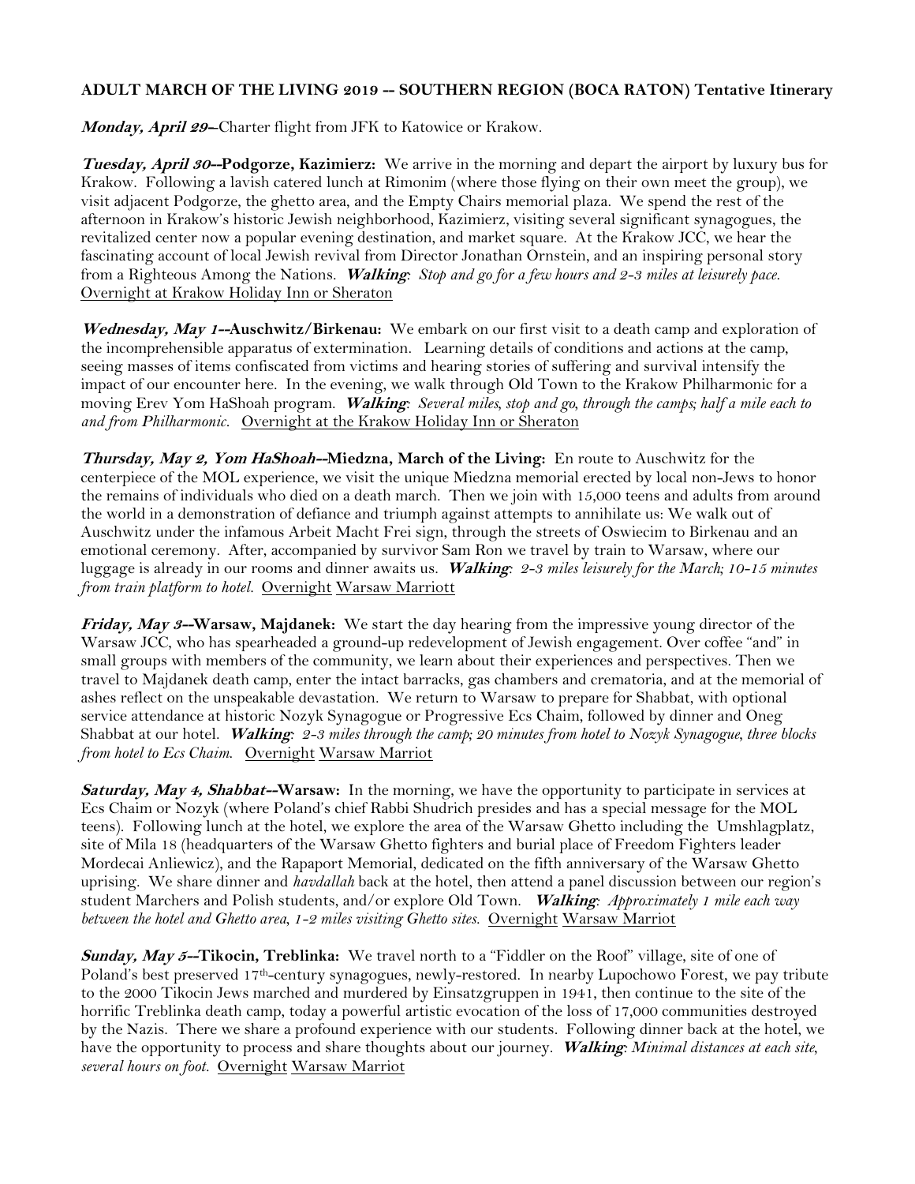**ADULT MARCH OF THE LIVING 2019 -- SOUTHERN REGION (BOCA RATON) Tentative Itinerary**

***Monday, April 29***–Charter flight from JFK to Katowice or Krakow.

***Tuesday, April 30*****--Podgorze, Kazimierz:** We arrive in the morning and depart the airport by luxury bus for Krakow. Following a lavish catered lunch at Rimonim (where those flying on their own meet the group), we visit adjacent Podgorze, the ghetto area, and the Empty Chairs memorial plaza. We spend the rest of the afternoon in Krakow's historic Jewish neighborhood, Kazimierz, visiting several significant synagogues, the revitalized center now a popular evening destination, and market square. At the Krakow JCC, we hear the fascinating account of local Jewish revival from Director Jonathan Ornstein, and an inspiring personal story from a Righteous Among the Nations. ***Walking:*** *Stop and go for a few hours and 2-3 miles at leisurely pace.* Overnight at Krakow Holiday Inn or Sheraton

***Wednesday, May 1*****--Auschwitz/Birkenau:** We embark on our first visit to a death camp and exploration of the incomprehensible apparatus of extermination. Learning details of conditions and actions at the camp, seeing masses of items confiscated from victims and hearing stories of suffering and survival intensify the impact of our encounter here. In the evening, we walk through Old Town to the Krakow Philharmonic for a moving Erev Yom HaShoah program. ***Walking:*** *Several miles, stop and go, through the camps; half a mile each to and from Philharmonic.* Overnight at the Krakow Holiday Inn or Sheraton

***Thursday, May 2, Yom HaShoah*****--Miedzna, March of the Living:** En route to Auschwitz for the centerpiece of the MOL experience, we visit the unique Miedzna memorial erected by local non-Jews to honor the remains of individuals who died on a death march. Then we join with 15,000 teens and adults from around the world in a demonstration of defiance and triumph against attempts to annihilate us: We walk out of Auschwitz under the infamous Arbeit Macht Frei sign, through the streets of Oswiecim to Birkenau and an emotional ceremony. After, accompanied by survivor Sam Ron we travel by train to Warsaw, where our luggage is already in our rooms and dinner awaits us. ***Walking:*** *2-3 miles leisurely for the March; 10-15 minutes from train platform to hotel.* Overnight Warsaw Marriott

***Friday, May 3*****--Warsaw, Majdanek:** We start the day hearing from the impressive young director of the Warsaw JCC, who has spearheaded a ground-up redevelopment of Jewish engagement. Over coffee "and" in small groups with members of the community, we learn about their experiences and perspectives. Then we travel to Majdanek death camp, enter the intact barracks, gas chambers and crematoria, and at the memorial of ashes reflect on the unspeakable devastation. We return to Warsaw to prepare for Shabbat, with optional service attendance at historic Nozyk Synagogue or Progressive Ecs Chaim, followed by dinner and Oneg Shabbat at our hotel. ***Walking:*** *2-3 miles through the camp; 20 minutes from hotel to Nozyk Synagogue, three blocks from hotel to Ecs Chaim.* Overnight Warsaw Marriot

***Saturday, May 4, Shabbat*****--Warsaw:** In the morning, we have the opportunity to participate in services at Ecs Chaim or Nozyk (where Poland's chief Rabbi Shudrich presides and has a special message for the MOL teens). Following lunch at the hotel, we explore the area of the Warsaw Ghetto including the Umshlagplatz, site of Mila 18 (headquarters of the Warsaw Ghetto fighters and burial place of Freedom Fighters leader Mordecai Anliewicz), and the Rapaport Memorial, dedicated on the fifth anniversary of the Warsaw Ghetto uprising. We share dinner and *havdallah* back at the hotel, then attend a panel discussion between our region's student Marchers and Polish students, and/or explore Old Town. ***Walking:*** *Approximately 1 mile each way between the hotel and Ghetto area, 1-2 miles visiting Ghetto sites.* Overnight Warsaw Marriot

***Sunday, May 5*****--Tikocin, Treblinka:** We travel north to a "Fiddler on the Roof" village, site of one of Poland's best preserved 17th-century synagogues, newly-restored. In nearby Lupochowo Forest, we pay tribute to the 2000 Tikocin Jews marched and murdered by Einsatzgruppen in 1941, then continue to the site of the horrific Treblinka death camp, today a powerful artistic evocation of the loss of 17,000 communities destroyed by the Nazis. There we share a profound experience with our students. Following dinner back at the hotel, we have the opportunity to process and share thoughts about our journey. ***Walking:*** *Minimal distances at each site, several hours on foot.* Overnight Warsaw Marriot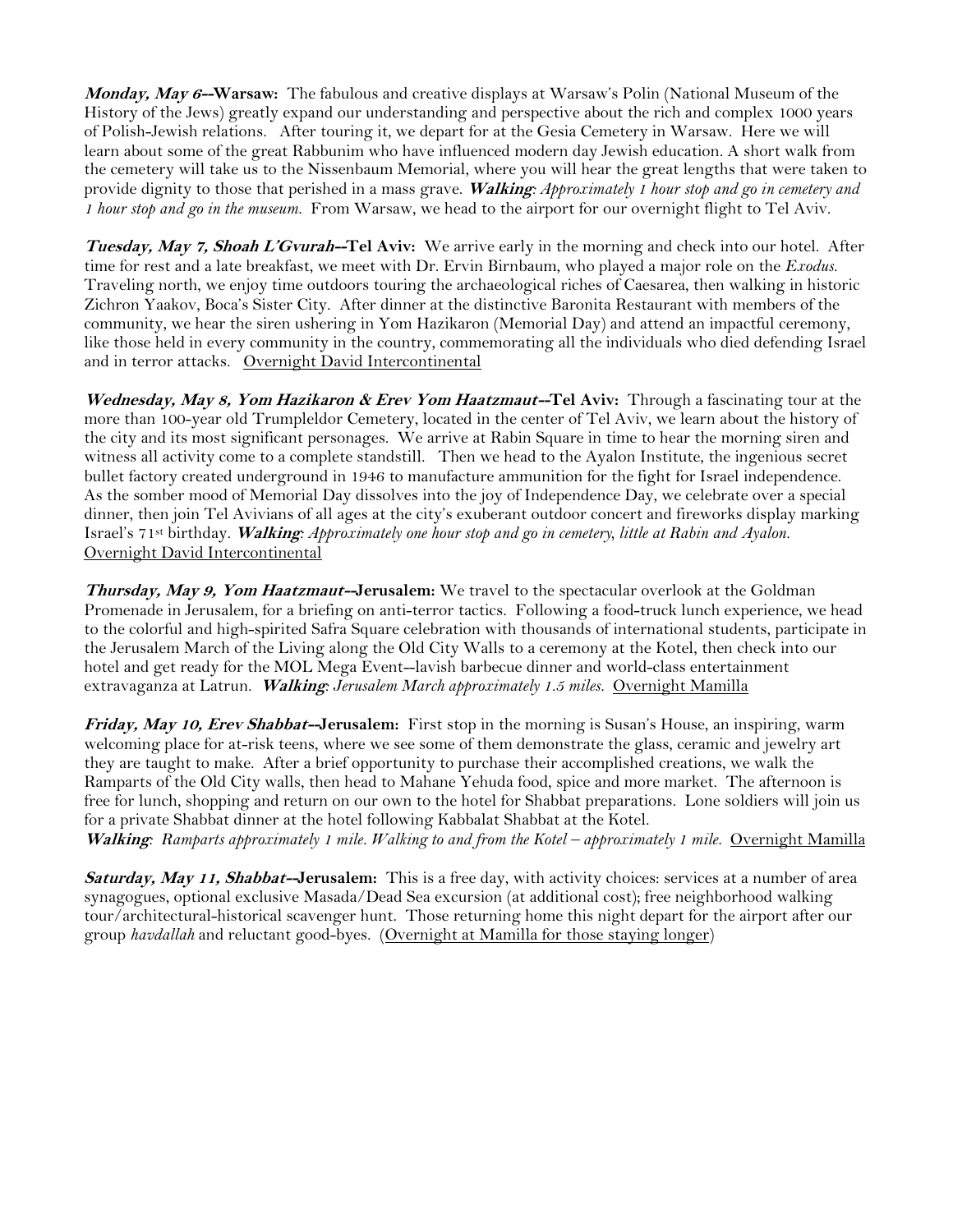***Monday, May 6*--Warsaw:** The fabulous and creative displays at Warsaw's Polin (National Museum of the History of the Jews) greatly expand our understanding and perspective about the rich and complex 1000 years of Polish-Jewish relations. After touring it, we depart for at the Gesia Cemetery in Warsaw. Here we will learn about some of the great Rabbunim who have influenced modern day Jewish education. A short walk from the cemetery will take us to the Nissenbaum Memorial, where you will hear the great lengths that were taken to provide dignity to those that perished in a mass grave. ***Walking***: *Approximately 1 hour stop and go in cemetery and 1 hour stop and go in the museum.* From Warsaw, we head to the airport for our overnight flight to Tel Aviv.

***Tuesday, May 7, Shoah L'Gvurah*--Tel Aviv:** We arrive early in the morning and check into our hotel. After time for rest and a late breakfast, we meet with Dr. Ervin Birnbaum, who played a major role on the *Exodus.* Traveling north, we enjoy time outdoors touring the archaeological riches of Caesarea, then walking in historic Zichron Yaakov, Boca's Sister City. After dinner at the distinctive Baronita Restaurant with members of the community, we hear the siren ushering in Yom Hazikaron (Memorial Day) and attend an impactful ceremony, like those held in every community in the country, commemorating all the individuals who died defending Israel and in terror attacks. Overnight David Intercontinental

***Wednesday, May 8, Yom Hazikaron & Erev Yom Haatzmaut*--Tel Aviv:** Through a fascinating tour at the more than 100-year old Trumpleldor Cemetery, located in the center of Tel Aviv, we learn about the history of the city and its most significant personages. We arrive at Rabin Square in time to hear the morning siren and witness all activity come to a complete standstill. Then we head to the Ayalon Institute, the ingenious secret bullet factory created underground in 1946 to manufacture ammunition for the fight for Israel independence. As the somber mood of Memorial Day dissolves into the joy of Independence Day, we celebrate over a special dinner, then join Tel Avivians of all ages at the city's exuberant outdoor concert and fireworks display marking Israel's 71st birthday. ***Walking***: *Approximately one hour stop and go in cemetery, little at Rabin and Ayalon.* Overnight David Intercontinental

***Thursday, May 9, Yom Haatzmaut*--Jerusalem:** We travel to the spectacular overlook at the Goldman Promenade in Jerusalem, for a briefing on anti-terror tactics. Following a food-truck lunch experience, we head to the colorful and high-spirited Safra Square celebration with thousands of international students, participate in the Jerusalem March of the Living along the Old City Walls to a ceremony at the Kotel, then check into our hotel and get ready for the MOL Mega Event--lavish barbecue dinner and world-class entertainment extravaganza at Latrun. ***Walking***: *Jerusalem March approximately 1.5 miles.* Overnight Mamilla

***Friday, May 10, Erev Shabbat*--Jerusalem:** First stop in the morning is Susan's House, an inspiring, warm welcoming place for at-risk teens, where we see some of them demonstrate the glass, ceramic and jewelry art they are taught to make. After a brief opportunity to purchase their accomplished creations, we walk the Ramparts of the Old City walls, then head to Mahane Yehuda food, spice and more market. The afternoon is free for lunch, shopping and return on our own to the hotel for Shabbat preparations. Lone soldiers will join us for a private Shabbat dinner at the hotel following Kabbalat Shabbat at the Kotel.
***Walking***: *Ramparts approximately 1 mile. Walking to and from the Kotel – approximately 1 mile.* Overnight Mamilla

***Saturday, May 11, Shabbat*--Jerusalem:** This is a free day, with activity choices: services at a number of area synagogues, optional exclusive Masada/Dead Sea excursion (at additional cost); free neighborhood walking tour/architectural-historical scavenger hunt. Those returning home this night depart for the airport after our group *havdallah* and reluctant good-byes. (Overnight at Mamilla for those staying longer)